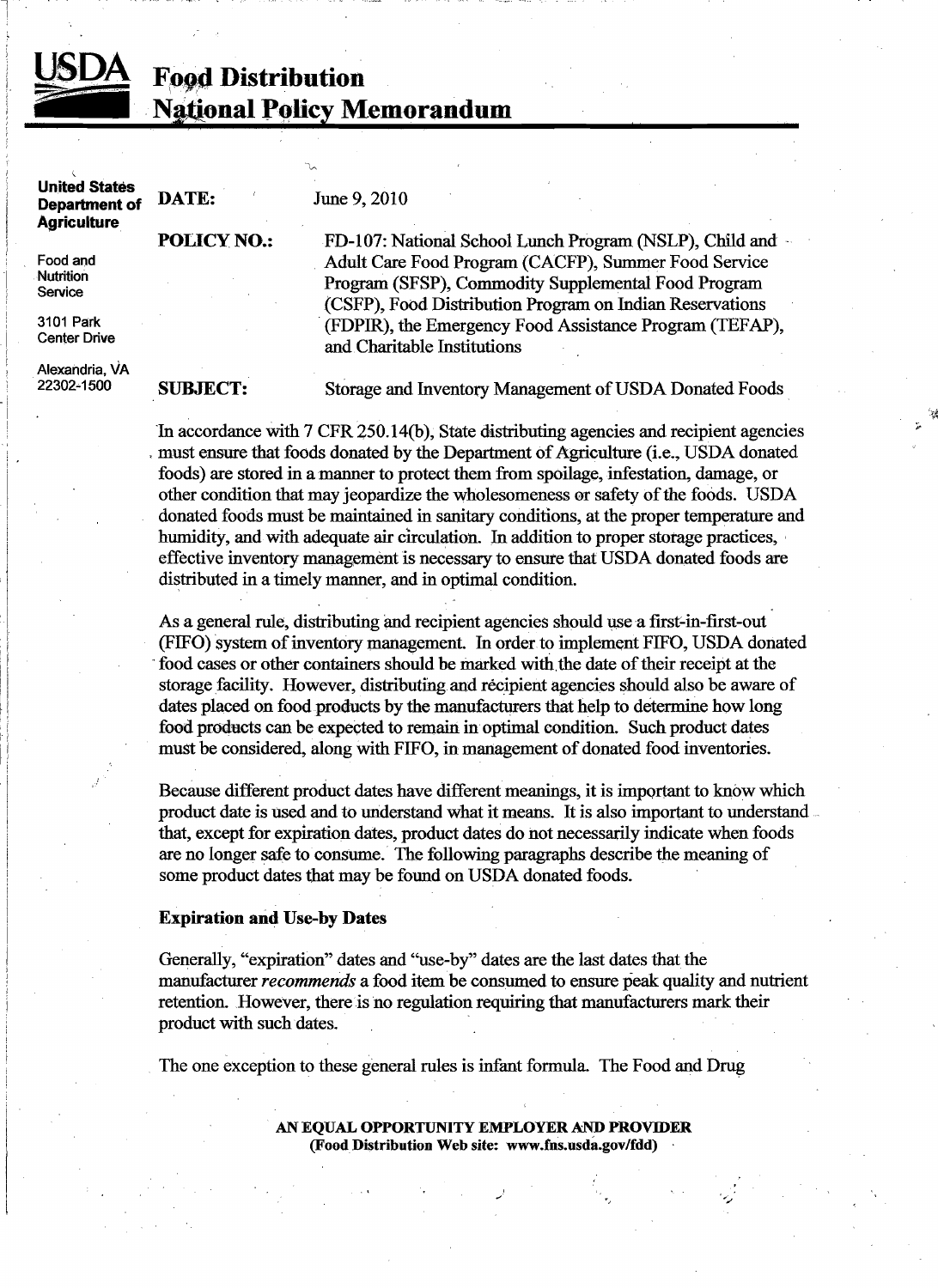# USDA Food Distribution National Policy Memorandum

United States Department of Agriculture

Food and Nutrition Service

3101 Park Center Drive

Alexandria, VA 22302-1500

**DATE:** June 9, 2010

**POLICY NO.:** FD-107: National School Lunch Program (NSLP), Child and Adult Care Food Program (CACFP), Summer Food Service Program (SFSP), Commodity Supplemental Food Program (CSFP), Food Distribution Program on Indian Reservations (FDPIR), the Emergency Food Assistance Program (TEFAP), and Charitable Institutions

**SUBJECT:** Storage and Inventory Management of USDA Donated Foods

In accordance with 7 CFR 250.14(b), State distributing agencies and recipient agencies must ensure that foods donated by the Department of Agriculture (i.e., USDA donated foods) are stored in a manner to protect them from spoilage, infestation, damage, or other condition that may jeopardize the wholesomeness or safety of the foods. USDA donated foods must be maintained in sanitary conditions, at the proper temperature and humidity, and with adequate air circulation. In addition to proper storage practices, effective inventory management is necessary to ensure that USDA donated foods are distributed in a timely manner, and in optimal condition.

As a general rule, distributing and recipient agencies should use a first-in-first-out (FIFO) system of inventory management. In order to implement FIFO, USDA donated food cases or other containers should be marked with the date of their receipt at the storage facility. However, distributing and recipient agencies should also be aware of dates placed on food products by the manufacturers that help to determine how long food products can be expected to remain in optimal condition. Such product dates must be considered, along with FIFO, in management of donated food inventories.

Because different product dates have different meanings, it is important to know which product date is used and to understand what it means. It is also important to understand that, except for expiration dates, product dates do not necessarily indicate when foods are no longer safe to consume. The following paragraphs describe the meaning of some product dates that may be found on USDA donated foods.

### Expiration and Use-by Dates

Generally, "expiration" dates and "use-by" dates are the last dates that the manufacturer *recommends* a food item be consumed to ensure peak quality and nutrient retention. However, there is no regulation requiring that manufacturers mark their product with such dates.

The one exception to these general rules is infant formula. The Food and Drug

**AN EQUAL OPPORTUNITY EMPLOYER AND PROVIDER**
**(Food Distribution Web site: www.fns.usda.gov/fdd)**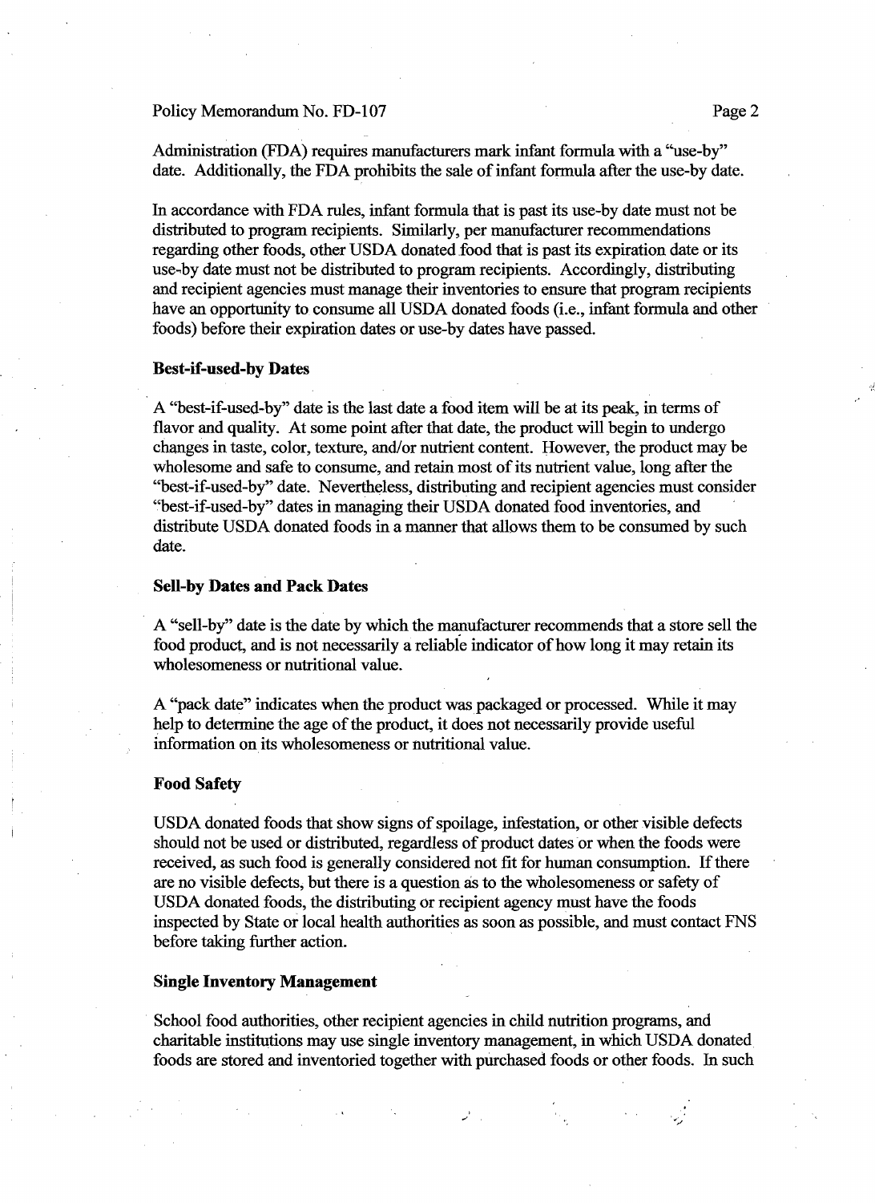Administration (FDA) requires manufacturers mark infant formula with a "use-by" date. Additionally, the FDA prohibits the sale of infant formula after the use-by date.

In accordance with FDA rules, infant formula that is past its use-by date must not be distributed to program recipients. Similarly, per manufacturer recommendations regarding other foods, other USDA donated food that is past its expiration date or its use-by date must not be distributed to program recipients. Accordingly, distributing and recipient agencies must manage their inventories to ensure that program recipients have an opportunity to consume all USDA donated foods (i.e., infant formula and other foods) before their expiration dates or use-by dates have passed.

**Best-if-used-by Dates**

A "best-if-used-by" date is the last date a food item will be at its peak, in terms of flavor and quality. At some point after that date, the product will begin to undergo changes in taste, color, texture, and/or nutrient content. However, the product may be wholesome and safe to consume, and retain most of its nutrient value, long after the "best-if-used-by" date. Nevertheless, distributing and recipient agencies must consider "best-if-used-by" dates in managing their USDA donated food inventories, and distribute USDA donated foods in a manner that allows them to be consumed by such date.

**Sell-by Dates and Pack Dates**

A "sell-by" date is the date by which the manufacturer recommends that a store sell the food product, and is not necessarily a reliable indicator of how long it may retain its wholesomeness or nutritional value.

A "pack date" indicates when the product was packaged or processed. While it may help to determine the age of the product, it does not necessarily provide useful information on its wholesomeness or nutritional value.

**Food Safety**

USDA donated foods that show signs of spoilage, infestation, or other visible defects should not be used or distributed, regardless of product dates or when the foods were received, as such food is generally considered not fit for human consumption. If there are no visible defects, but there is a question as to the wholesomeness or safety of USDA donated foods, the distributing or recipient agency must have the foods inspected by State or local health authorities as soon as possible, and must contact FNS before taking further action.

**Single Inventory Management**

School food authorities, other recipient agencies in child nutrition programs, and charitable institutions may use single inventory management, in which USDA donated foods are stored and inventoried together with purchased foods or other foods. In such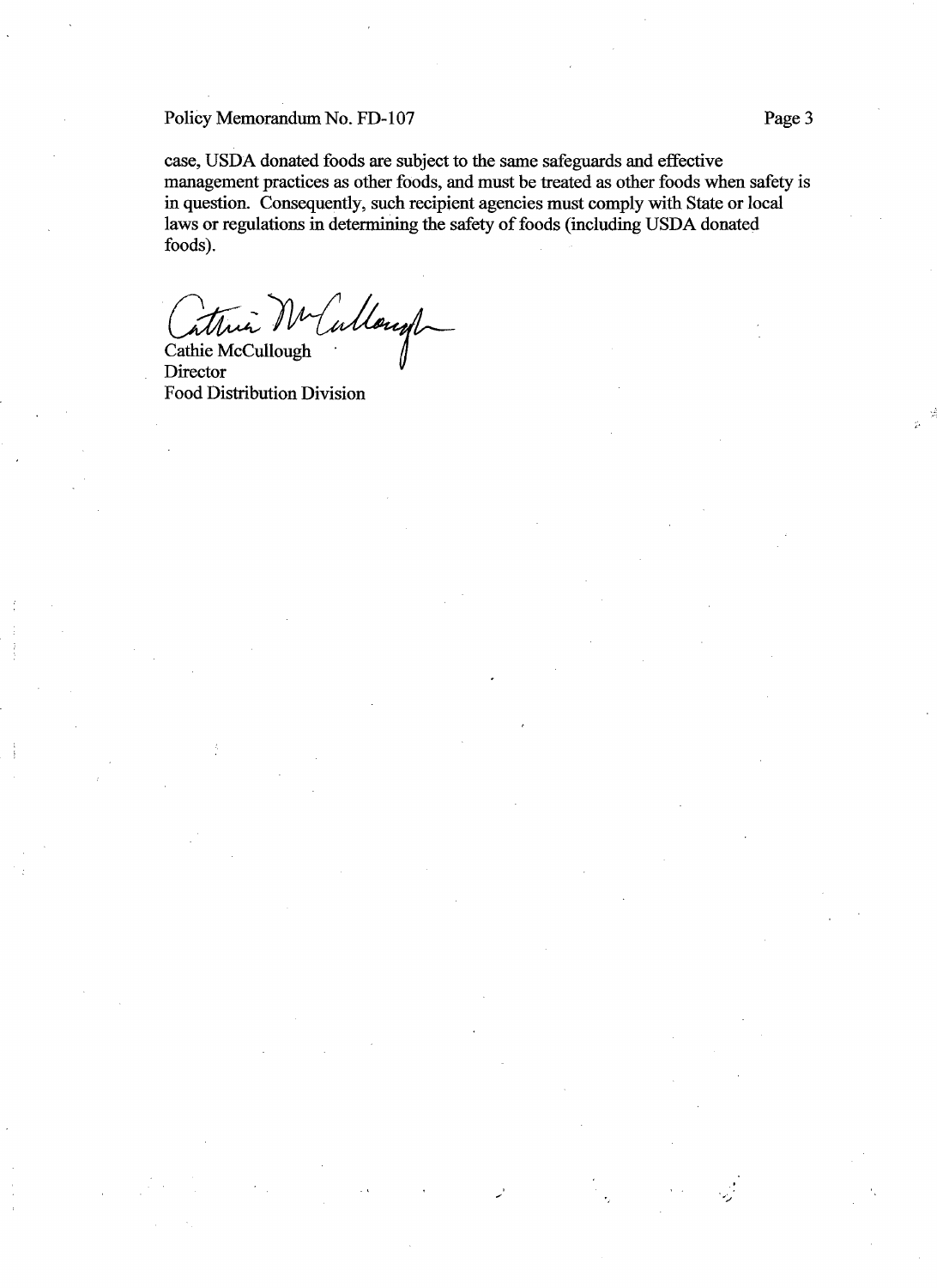case, USDA donated foods are subject to the same safeguards and effective management practices as other foods, and must be treated as other foods when safety is in question. Consequently, such recipient agencies must comply with State or local laws or regulations in determining the safety of foods (including USDA donated foods).

Cathie McCullough
Director
Food Distribution Division